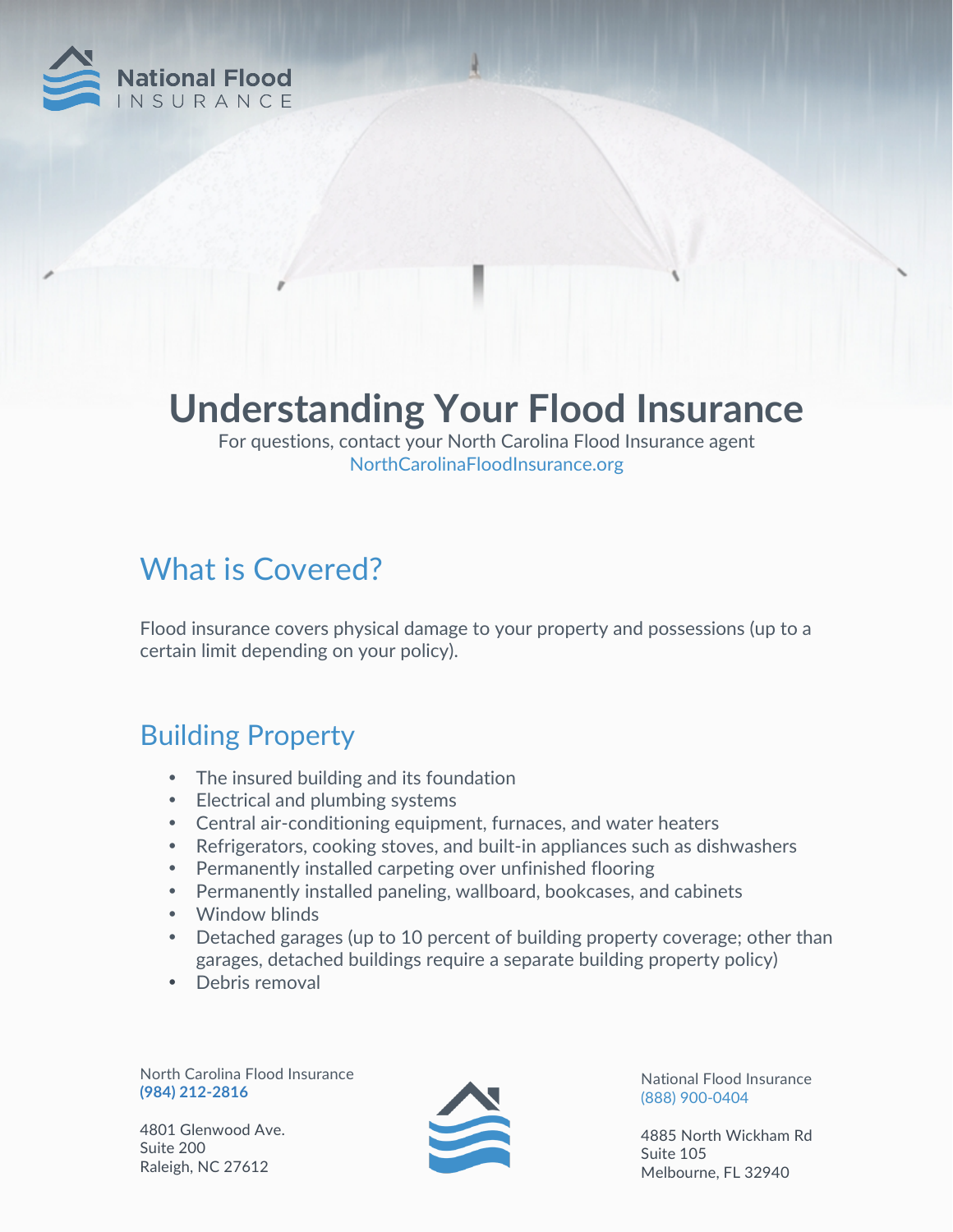National Flood
INSURANCE

# Understanding Your Flood Insurance

For questions, contact your North Carolina Flood Insurance agent
NorthCarolinaFloodInsurance.org

## What is Covered?

Flood insurance covers physical damage to your property and possessions (up to a certain limit depending on your policy).

## Building Property

- The insured building and its foundation
- Electrical and plumbing systems
- Central air-conditioning equipment, furnaces, and water heaters
- Refrigerators, cooking stoves, and built-in appliances such as dishwashers
- Permanently installed carpeting over unfinished flooring
- Permanently installed paneling, wallboard, bookcases, and cabinets
- Window blinds
- Detached garages (up to 10 percent of building property coverage; other than garages, detached buildings require a separate building property policy)
- Debris removal

North Carolina Flood Insurance
**(984) 212-2816**

4801 Glenwood Ave.
Suite 200
Raleigh, NC 27612

National Flood Insurance
(888) 900-0404

4885 North Wickham Rd
Suite 105
Melbourne, FL 32940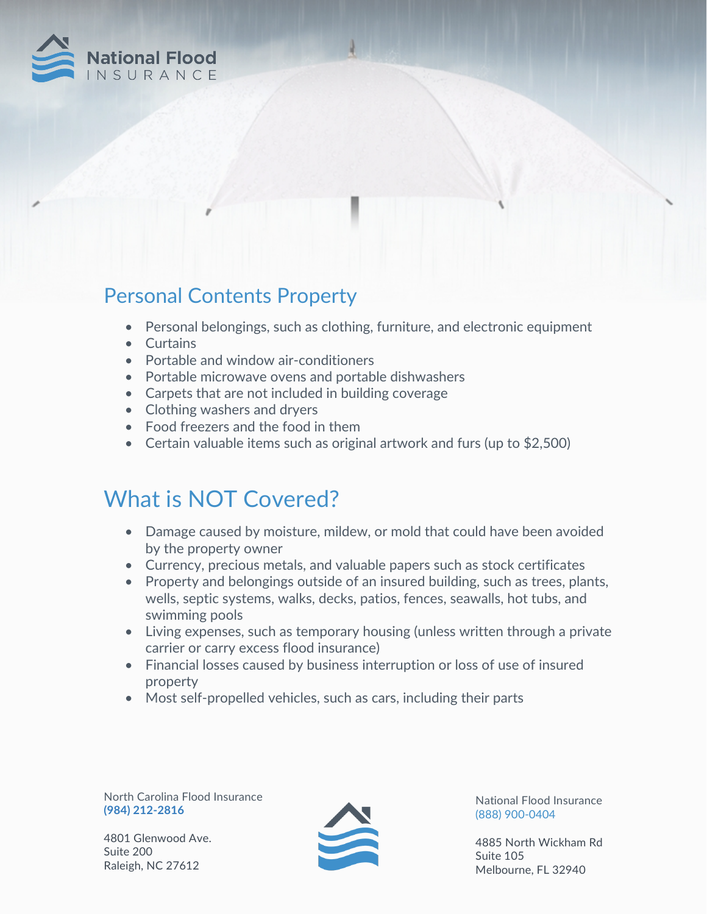National Flood INSURANCE

## Personal Contents Property

- Personal belongings, such as clothing, furniture, and electronic equipment
- Curtains
- Portable and window air-conditioners
- Portable microwave ovens and portable dishwashers
- Carpets that are not included in building coverage
- Clothing washers and dryers
- Food freezers and the food in them
- Certain valuable items such as original artwork and furs (up to $2,500)

## What is NOT Covered?

- Damage caused by moisture, mildew, or mold that could have been avoided by the property owner
- Currency, precious metals, and valuable papers such as stock certificates
- Property and belongings outside of an insured building, such as trees, plants, wells, septic systems, walks, decks, patios, fences, seawalls, hot tubs, and swimming pools
- Living expenses, such as temporary housing (unless written through a private carrier or carry excess flood insurance)
- Financial losses caused by business interruption or loss of use of insured property
- Most self-propelled vehicles, such as cars, including their parts

North Carolina Flood Insurance
**(984) 212-2816**

4801 Glenwood Ave.
Suite 200
Raleigh, NC 27612

National Flood Insurance
(888) 900-0404

4885 North Wickham Rd
Suite 105
Melbourne, FL 32940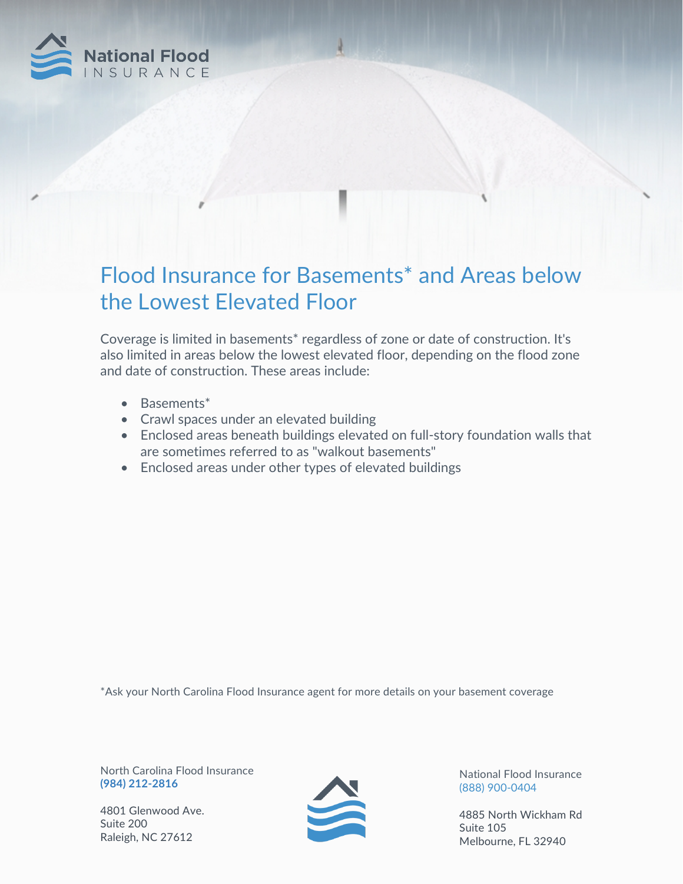National Flood
INSURANCE

# Flood Insurance for Basements* and Areas below the Lowest Elevated Floor

Coverage is limited in basements* regardless of zone or date of construction. It's also limited in areas below the lowest elevated floor, depending on the flood zone and date of construction. These areas include:

- Basements*
- Crawl spaces under an elevated building
- Enclosed areas beneath buildings elevated on full-story foundation walls that are sometimes referred to as "walkout basements"
- Enclosed areas under other types of elevated buildings

*Ask your North Carolina Flood Insurance agent for more details on your basement coverage

North Carolina Flood Insurance
**(984) 212-2816**

4801 Glenwood Ave.
Suite 200
Raleigh, NC 27612

National Flood Insurance
(888) 900-0404

4885 North Wickham Rd
Suite 105
Melbourne, FL 32940